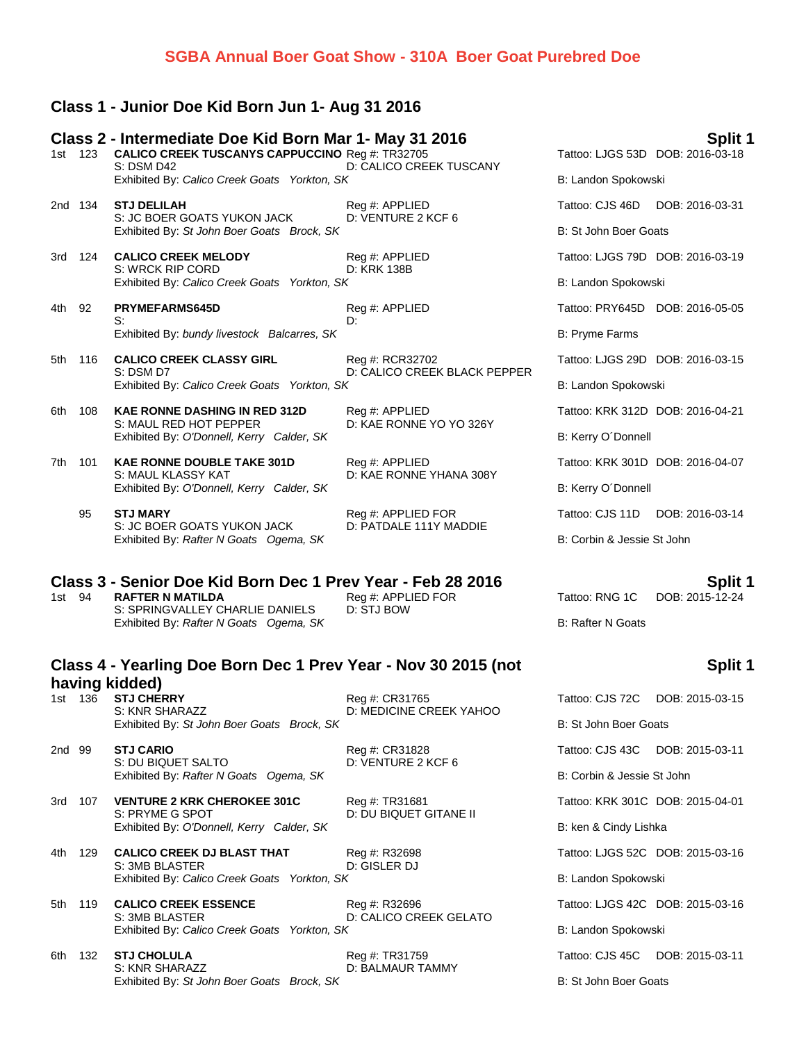## SGBA Annual Boer Goat Show - 310A Boer Goat Purebred Doe

### Class 1 - Junior Doe Kid Born Jun 1- Aug 31 2016

### Class 2 - Intermediate Doe Kid Born Mar 1- May 31 2016

**Split 1**

1st 123 **CALICO CREEK TUSCANYS CAPPUCCINO** Reg #: TR32705 Tattoo: LJGS 53D DOB: 2016-03-18
S: DSM D42 D: CALICO CREEK TUSCANY
Exhibited By: *Calico Creek Goats Yorkton, SK* B: Landon Spokowski

2nd 134 **STJ DELILAH** Reg #: APPLIED Tattoo: CJS 46D DOB: 2016-03-31
S: JC BOER GOATS YUKON JACK D: VENTURE 2 KCF 6
Exhibited By: *St John Boer Goats Brock, SK* B: St John Boer Goats

3rd 124 **CALICO CREEK MELODY** Reg #: APPLIED Tattoo: LJGS 79D DOB: 2016-03-19
S: WRCK RIP CORD D: KRK 138B
Exhibited By: *Calico Creek Goats Yorkton, SK* B: Landon Spokowski

4th 92 **PRYMEFARMS645D** Reg #: APPLIED Tattoo: PRY645D DOB: 2016-05-05
S: D:
Exhibited By: *bundy livestock Balcarres, SK* B: Pryme Farms

5th 116 **CALICO CREEK CLASSY GIRL** Reg #: RCR32702 Tattoo: LJGS 29D DOB: 2016-03-15
S: DSM D7 D: CALICO CREEK BLACK PEPPER
Exhibited By: *Calico Creek Goats Yorkton, SK* B: Landon Spokowski

6th 108 **KAE RONNE DASHING IN RED 312D** Reg #: APPLIED Tattoo: KRK 312D DOB: 2016-04-21
S: MAUL RED HOT PEPPER D: KAE RONNE YO YO 326Y
Exhibited By: *O'Donnell, Kerry Calder, SK* B: Kerry O´Donnell

7th 101 **KAE RONNE DOUBLE TAKE 301D** Reg #: APPLIED Tattoo: KRK 301D DOB: 2016-04-07
S: MAUL KLASSY KAT D: KAE RONNE YHANA 308Y
Exhibited By: *O'Donnell, Kerry Calder, SK* B: Kerry O´Donnell

95 **STJ MARY** Reg #: APPLIED FOR Tattoo: CJS 11D DOB: 2016-03-14
S: JC BOER GOATS YUKON JACK D: PATDALE 111Y MADDIE
Exhibited By: *Rafter N Goats Ogema, SK* B: Corbin & Jessie St John

### Class 3 - Senior Doe Kid Born Dec 1 Prev Year - Feb 28 2016

**Split 1**

1st 94 **RAFTER N MATILDA** Reg #: APPLIED FOR Tattoo: RNG 1C DOB: 2015-12-24
S: SPRINGVALLEY CHARLIE DANIELS D: STJ BOW
Exhibited By: *Rafter N Goats Ogema, SK* B: Rafter N Goats

### Class 4 - Yearling Doe Born Dec 1 Prev Year - Nov 30 2015 (not having kidded)

**Split 1**

1st 136 **STJ CHERRY** Reg #: CR31765 Tattoo: CJS 72C DOB: 2015-03-15
S: KNR SHARAZZ D: MEDICINE CREEK YAHOO
Exhibited By: *St John Boer Goats Brock, SK* B: St John Boer Goats

2nd 99 **STJ CARIO** Reg #: CR31828 Tattoo: CJS 43C DOB: 2015-03-11
S: DU BIQUET SALTO D: VENTURE 2 KCF 6
Exhibited By: *Rafter N Goats Ogema, SK* B: Corbin & Jessie St John

3rd 107 **VENTURE 2 KRK CHEROKEE 301C** Reg #: TR31681 Tattoo: KRK 301C DOB: 2015-04-01
S: PRYME G SPOT D: DU BIQUET GITANE II
Exhibited By: *O'Donnell, Kerry Calder, SK* B: ken & Cindy Lishka

4th 129 **CALICO CREEK DJ BLAST THAT** Reg #: R32698 Tattoo: LJGS 52C DOB: 2015-03-16
S: 3MB BLASTER D: GISLER DJ
Exhibited By: *Calico Creek Goats Yorkton, SK* B: Landon Spokowski

5th 119 **CALICO CREEK ESSENCE** Reg #: R32696 Tattoo: LJGS 42C DOB: 2015-03-16
S: 3MB BLASTER D: CALICO CREEK GELATO
Exhibited By: *Calico Creek Goats Yorkton, SK* B: Landon Spokowski

6th 132 **STJ CHOLULA** Reg #: TR31759 Tattoo: CJS 45C DOB: 2015-03-11
S: KNR SHARAZZ D: BALMAUR TAMMY
Exhibited By: *St John Boer Goats Brock, SK* B: St John Boer Goats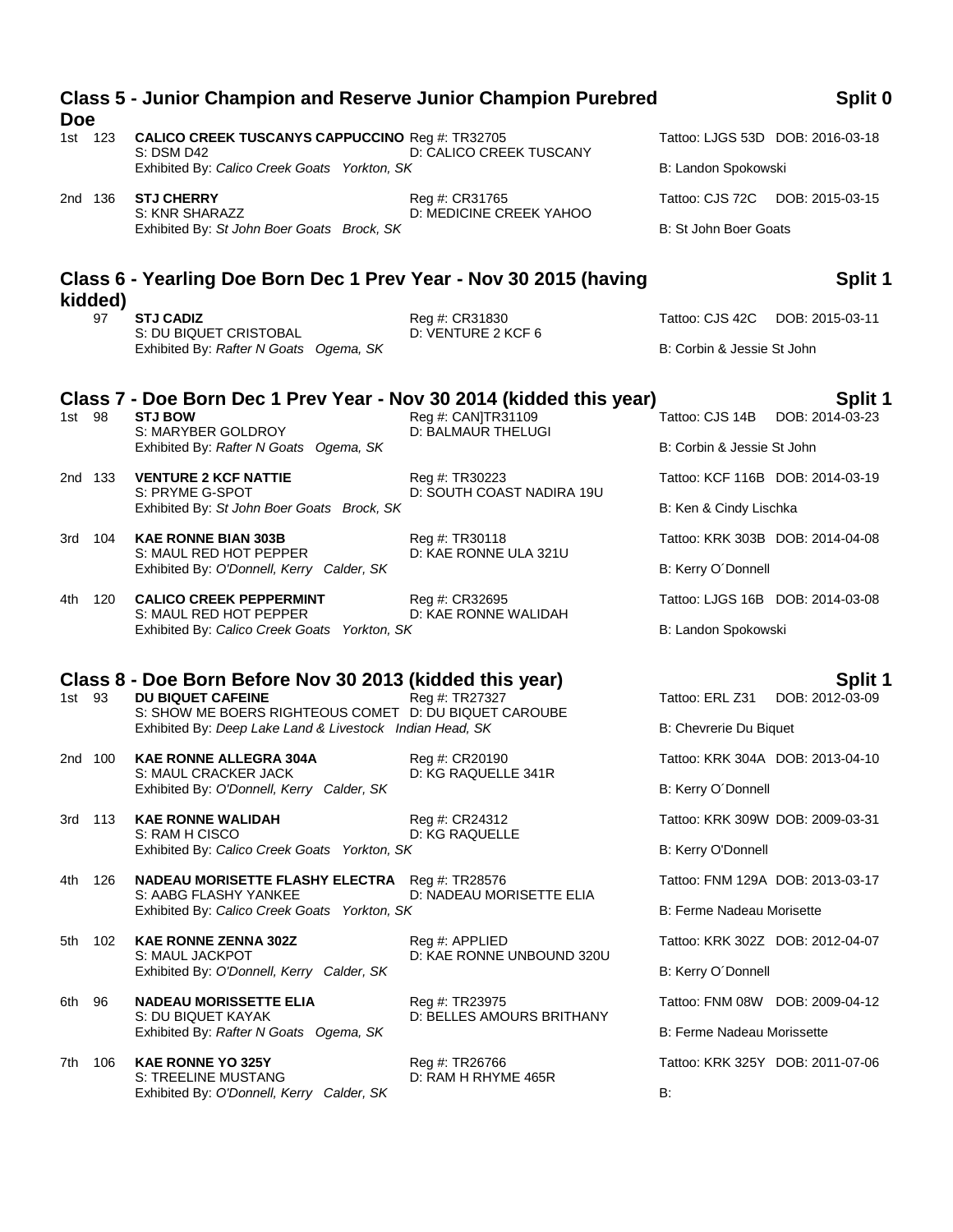## Class 5 - Junior Champion and Reserve Junior Champion Purebred Doe — Split 0

1st 123 **CALICO CREEK TUSCANYS CAPPUCCINO** Reg #: TR32705 Tattoo: LJGS 53D DOB: 2016-03-18
S: DSM D42 D: CALICO CREEK TUSCANY
Exhibited By: *Calico Creek Goats Yorkton, SK* B: Landon Spokowski

2nd 136 **STJ CHERRY** Reg #: CR31765 Tattoo: CJS 72C DOB: 2015-03-15
S: KNR SHARAZZ D: MEDICINE CREEK YAHOO
Exhibited By: *St John Boer Goats Brock, SK* B: St John Boer Goats

## Class 6 - Yearling Doe Born Dec 1 Prev Year - Nov 30 2015 (having kidded) — Split 1

97 **STJ CADIZ** Reg #: CR31830 Tattoo: CJS 42C DOB: 2015-03-11
S: DU BIQUET CRISTOBAL D: VENTURE 2 KCF 6
Exhibited By: *Rafter N Goats Ogema, SK* B: Corbin & Jessie St John

## Class 7 - Doe Born Dec 1 Prev Year - Nov 30 2014 (kidded this year) — Split 1

1st 98 **STJ BOW** Reg #: CAN]TR31109 Tattoo: CJS 14B DOB: 2014-03-23
S: MARYBER GOLDROY D: BALMAUR THELUGI
Exhibited By: *Rafter N Goats Ogema, SK* B: Corbin & Jessie St John

2nd 133 **VENTURE 2 KCF NATTIE** Reg #: TR30223 Tattoo: KCF 116B DOB: 2014-03-19
S: PRYME G-SPOT D: SOUTH COAST NADIRA 19U
Exhibited By: *St John Boer Goats Brock, SK* B: Ken & Cindy Lischka

3rd 104 **KAE RONNE BIAN 303B** Reg #: TR30118 Tattoo: KRK 303B DOB: 2014-04-08
S: MAUL RED HOT PEPPER D: KAE RONNE ULA 321U
Exhibited By: *O'Donnell, Kerry Calder, SK* B: Kerry O´Donnell

4th 120 **CALICO CREEK PEPPERMINT** Reg #: CR32695 Tattoo: LJGS 16B DOB: 2014-03-08
S: MAUL RED HOT PEPPER D: KAE RONNE WALIDAH
Exhibited By: *Calico Creek Goats Yorkton, SK* B: Landon Spokowski

## Class 8 - Doe Born Before Nov 30 2013 (kidded this year) — Split 1

1st 93 **DU BIQUET CAFEINE** Reg #: TR27327 Tattoo: ERL Z31 DOB: 2012-03-09
S: SHOW ME BOERS RIGHTEOUS COMET D: DU BIQUET CAROUBE
Exhibited By: *Deep Lake Land & Livestock Indian Head, SK* B: Chevrerie Du Biquet

2nd 100 **KAE RONNE ALLEGRA 304A** Reg #: CR20190 Tattoo: KRK 304A DOB: 2013-04-10
S: MAUL CRACKER JACK D: KG RAQUELLE 341R
Exhibited By: *O'Donnell, Kerry Calder, SK* B: Kerry O´Donnell

3rd 113 **KAE RONNE WALIDAH** Reg #: CR24312 Tattoo: KRK 309W DOB: 2009-03-31
S: RAM H CISCO D: KG RAQUELLE
Exhibited By: *Calico Creek Goats Yorkton, SK* B: Kerry O'Donnell

4th 126 **NADEAU MORISETTE FLASHY ELECTRA** Reg #: TR28576 Tattoo: FNM 129A DOB: 2013-03-17
S: AABG FLASHY YANKEE D: NADEAU MORISETTE ELIA
Exhibited By: *Calico Creek Goats Yorkton, SK* B: Ferme Nadeau Morisette

5th 102 **KAE RONNE ZENNA 302Z** Reg #: APPLIED Tattoo: KRK 302Z DOB: 2012-04-07
S: MAUL JACKPOT D: KAE RONNE UNBOUND 320U
Exhibited By: *O'Donnell, Kerry Calder, SK* B: Kerry O´Donnell

6th 96 **NADEAU MORISSETTE ELIA** Reg #: TR23975 Tattoo: FNM 08W DOB: 2009-04-12
S: DU BIQUET KAYAK D: BELLES AMOURS BRITHANY
Exhibited By: *Rafter N Goats Ogema, SK* B: Ferme Nadeau Morissette

7th 106 **KAE RONNE YO 325Y** Reg #: TR26766 Tattoo: KRK 325Y DOB: 2011-07-06
S: TREELINE MUSTANG D: RAM H RHYME 465R
Exhibited By: *O'Donnell, Kerry Calder, SK* B: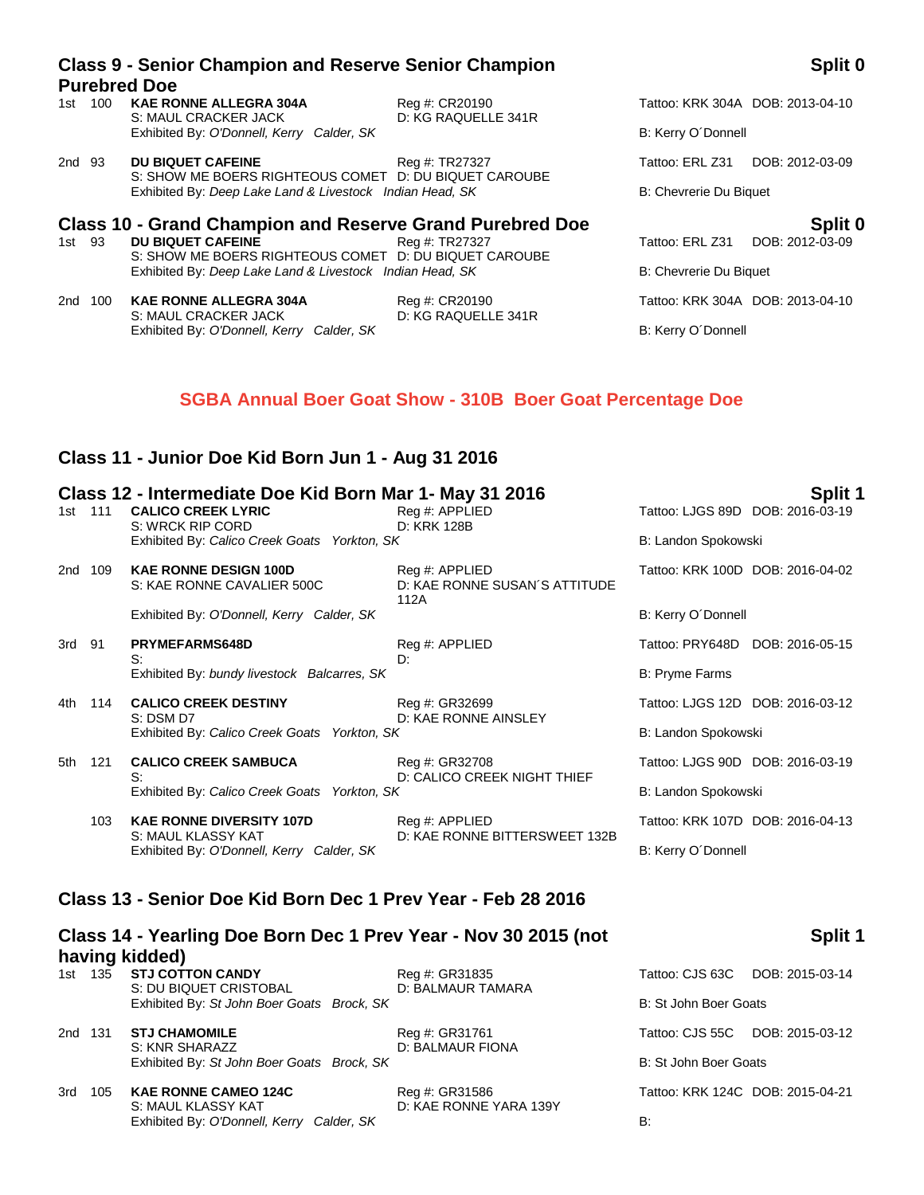## Class 9 - Senior Champion and Reserve Senior Champion Purebred Doe

**Split 0**

1st 100 **KAE RONNE ALLEGRA 304A** Reg #: CR20190 Tattoo: KRK 304A DOB: 2013-04-10
S: MAUL CRACKER JACK D: KG RAQUELLE 341R
Exhibited By: *O'Donnell, Kerry Calder, SK* B: Kerry O´Donnell

2nd 93 **DU BIQUET CAFEINE** Reg #: TR27327 Tattoo: ERL Z31 DOB: 2012-03-09
S: SHOW ME BOERS RIGHTEOUS COMET D: DU BIQUET CAROUBE
Exhibited By: *Deep Lake Land & Livestock Indian Head, SK* B: Chevrerie Du Biquet

## Class 10 - Grand Champion and Reserve Grand Purebred Doe

**Split 0**

1st 93 **DU BIQUET CAFEINE** Reg #: TR27327 Tattoo: ERL Z31 DOB: 2012-03-09
S: SHOW ME BOERS RIGHTEOUS COMET D: DU BIQUET CAROUBE
Exhibited By: *Deep Lake Land & Livestock Indian Head, SK* B: Chevrerie Du Biquet

2nd 100 **KAE RONNE ALLEGRA 304A** Reg #: CR20190 Tattoo: KRK 304A DOB: 2013-04-10
S: MAUL CRACKER JACK D: KG RAQUELLE 341R
Exhibited By: *O'Donnell, Kerry Calder, SK* B: Kerry O´Donnell

# SGBA Annual Boer Goat Show - 310B Boer Goat Percentage Doe

## Class 11 - Junior Doe Kid Born Jun 1 - Aug 31 2016

## Class 12 - Intermediate Doe Kid Born Mar 1- May 31 2016

**Split 1**

1st 111 **CALICO CREEK LYRIC** Reg #: APPLIED Tattoo: LJGS 89D DOB: 2016-03-19
S: WRCK RIP CORD D: KRK 128B
Exhibited By: *Calico Creek Goats Yorkton, SK* B: Landon Spokowski

2nd 109 **KAE RONNE DESIGN 100D** Reg #: APPLIED Tattoo: KRK 100D DOB: 2016-04-02
S: KAE RONNE CAVALIER 500C D: KAE RONNE SUSAN´S ATTITUDE 112A
Exhibited By: *O'Donnell, Kerry Calder, SK* B: Kerry O´Donnell

3rd 91 **PRYMEFARMS648D** Reg #: APPLIED Tattoo: PRY648D DOB: 2016-05-15
S: D:
Exhibited By: *bundy livestock Balcarres, SK* B: Pryme Farms

4th 114 **CALICO CREEK DESTINY** Reg #: GR32699 Tattoo: LJGS 12D DOB: 2016-03-12
S: DSM D7 D: KAE RONNE AINSLEY
Exhibited By: *Calico Creek Goats Yorkton, SK* B: Landon Spokowski

5th 121 **CALICO CREEK SAMBUCA** Reg #: GR32708 Tattoo: LJGS 90D DOB: 2016-03-19
S: D: CALICO CREEK NIGHT THIEF
Exhibited By: *Calico Creek Goats Yorkton, SK* B: Landon Spokowski

103 **KAE RONNE DIVERSITY 107D** Reg #: APPLIED Tattoo: KRK 107D DOB: 2016-04-13
S: MAUL KLASSY KAT D: KAE RONNE BITTERSWEET 132B
Exhibited By: *O'Donnell, Kerry Calder, SK* B: Kerry O´Donnell

## Class 13 - Senior Doe Kid Born Dec 1 Prev Year - Feb 28 2016

## Class 14 - Yearling Doe Born Dec 1 Prev Year - Nov 30 2015 (not having kidded)

**Split 1**

1st 135 **STJ COTTON CANDY** Reg #: GR31835 Tattoo: CJS 63C DOB: 2015-03-14
S: DU BIQUET CRISTOBAL D: BALMAUR TAMARA
Exhibited By: *St John Boer Goats Brock, SK* B: St John Boer Goats

2nd 131 **STJ CHAMOMILE** Reg #: GR31761 Tattoo: CJS 55C DOB: 2015-03-12
S: KNR SHARAZZ D: BALMAUR FIONA
Exhibited By: *St John Boer Goats Brock, SK* B: St John Boer Goats

3rd 105 **KAE RONNE CAMEO 124C** Reg #: GR31586 Tattoo: KRK 124C DOB: 2015-04-21
S: MAUL KLASSY KAT D: KAE RONNE YARA 139Y
Exhibited By: *O'Donnell, Kerry Calder, SK* B: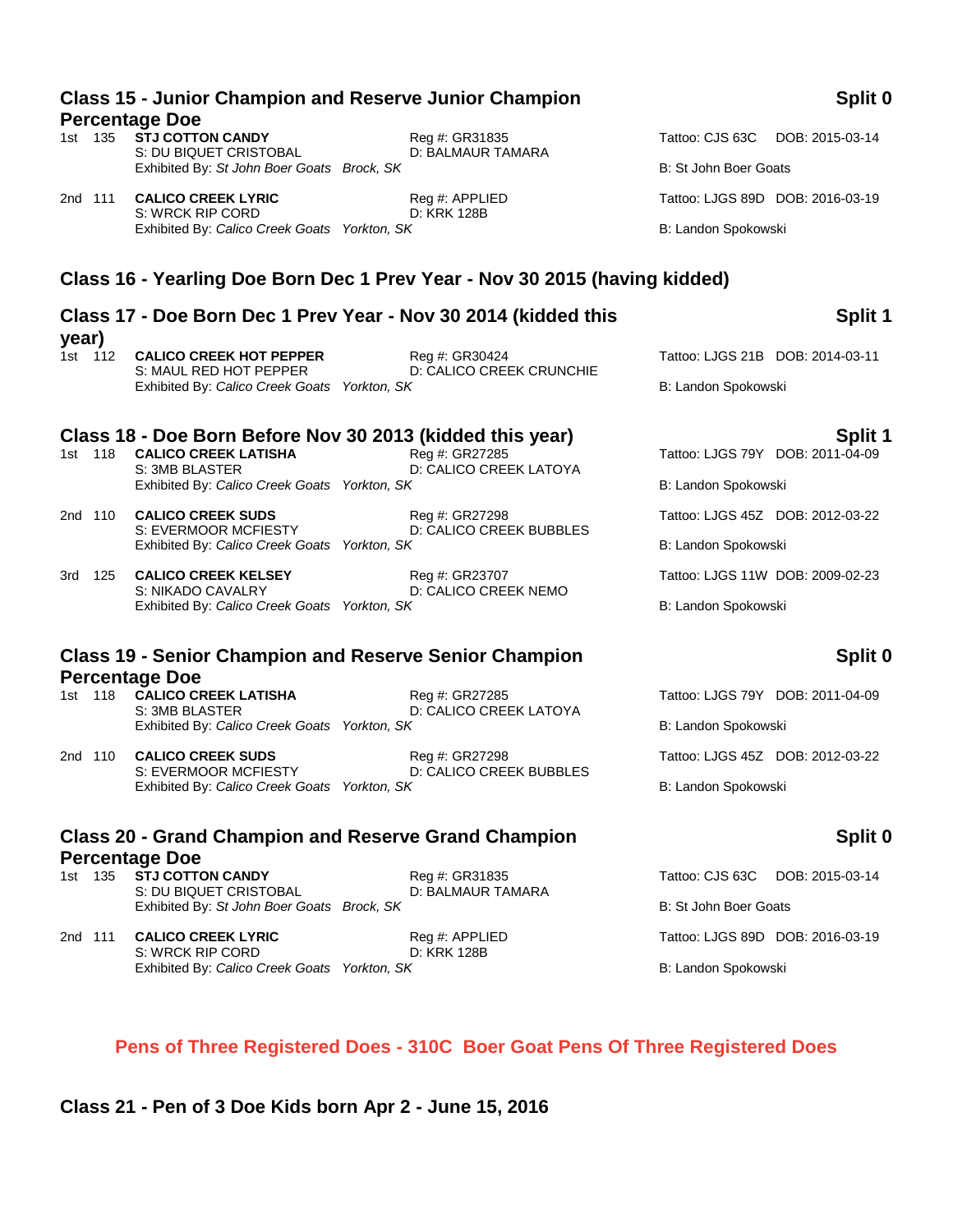## Class 15 - Junior Champion and Reserve Junior Champion Percentage Doe

**Split 0**

1st 135 **STJ COTTON CANDY** Reg #: GR31835 Tattoo: CJS 63C DOB: 2015-03-14
S: DU BIQUET CRISTOBAL D: BALMAUR TAMARA
Exhibited By: *St John Boer Goats Brock, SK* B: St John Boer Goats

2nd 111 **CALICO CREEK LYRIC** Reg #: APPLIED Tattoo: LJGS 89D DOB: 2016-03-19
S: WRCK RIP CORD D: KRK 128B
Exhibited By: *Calico Creek Goats Yorkton, SK* B: Landon Spokowski

## Class 16 - Yearling Doe Born Dec 1 Prev Year - Nov 30 2015 (having kidded)

## Class 17 - Doe Born Dec 1 Prev Year - Nov 30 2014 (kidded this year)

**Split 1**

1st 112 **CALICO CREEK HOT PEPPER** Reg #: GR30424 Tattoo: LJGS 21B DOB: 2014-03-11
S: MAUL RED HOT PEPPER D: CALICO CREEK CRUNCHIE
Exhibited By: *Calico Creek Goats Yorkton, SK* B: Landon Spokowski

## Class 18 - Doe Born Before Nov 30 2013 (kidded this year)

**Split 1**

1st 118 **CALICO CREEK LATISHA** Reg #: GR27285 Tattoo: LJGS 79Y DOB: 2011-04-09
S: 3MB BLASTER D: CALICO CREEK LATOYA
Exhibited By: *Calico Creek Goats Yorkton, SK* B: Landon Spokowski

2nd 110 **CALICO CREEK SUDS** Reg #: GR27298 Tattoo: LJGS 45Z DOB: 2012-03-22
S: EVERMOOR MCFIESTY D: CALICO CREEK BUBBLES
Exhibited By: *Calico Creek Goats Yorkton, SK* B: Landon Spokowski

3rd 125 **CALICO CREEK KELSEY** Reg #: GR23707 Tattoo: LJGS 11W DOB: 2009-02-23
S: NIKADO CAVALRY D: CALICO CREEK NEMO
Exhibited By: *Calico Creek Goats Yorkton, SK* B: Landon Spokowski

## Class 19 - Senior Champion and Reserve Senior Champion Percentage Doe

**Split 0**

1st 118 **CALICO CREEK LATISHA** Reg #: GR27285 Tattoo: LJGS 79Y DOB: 2011-04-09
S: 3MB BLASTER D: CALICO CREEK LATOYA
Exhibited By: *Calico Creek Goats Yorkton, SK* B: Landon Spokowski

2nd 110 **CALICO CREEK SUDS** Reg #: GR27298 Tattoo: LJGS 45Z DOB: 2012-03-22
S: EVERMOOR MCFIESTY D: CALICO CREEK BUBBLES
Exhibited By: *Calico Creek Goats Yorkton, SK* B: Landon Spokowski

## Class 20 - Grand Champion and Reserve Grand Champion Percentage Doe

**Split 0**

1st 135 **STJ COTTON CANDY** Reg #: GR31835 Tattoo: CJS 63C DOB: 2015-03-14
S: DU BIQUET CRISTOBAL D: BALMAUR TAMARA
Exhibited By: *St John Boer Goats Brock, SK* B: St John Boer Goats

2nd 111 **CALICO CREEK LYRIC** Reg #: APPLIED Tattoo: LJGS 89D DOB: 2016-03-19
S: WRCK RIP CORD D: KRK 128B
Exhibited By: *Calico Creek Goats Yorkton, SK* B: Landon Spokowski

# Pens of Three Registered Does - 310C Boer Goat Pens Of Three Registered Does

## Class 21 - Pen of 3 Doe Kids born Apr 2 - June 15, 2016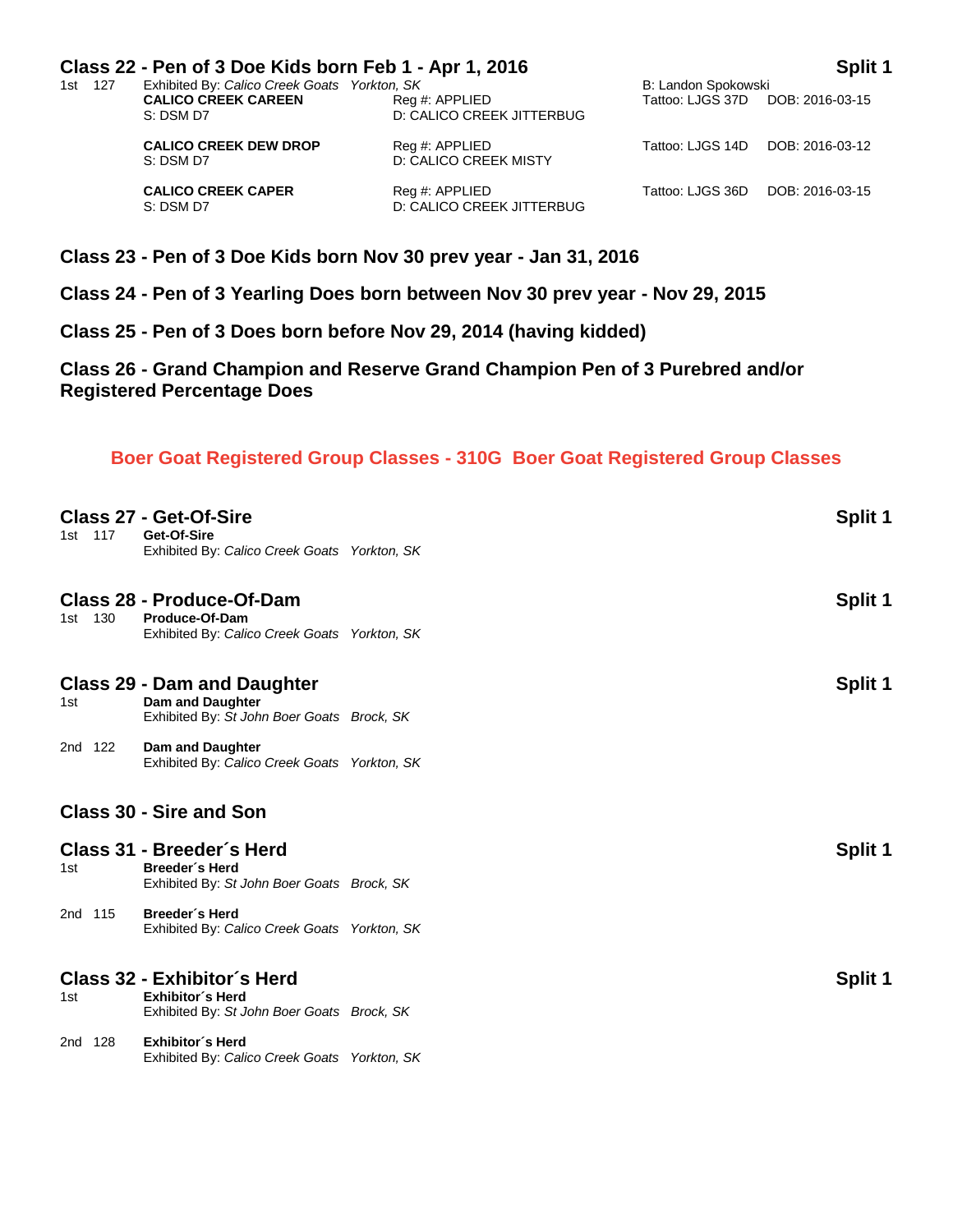### Class 22 - Pen of 3 Doe Kids born Feb 1 - Apr 1, 2016 — Split 1

1st 127 Exhibited By: *Calico Creek Goats Yorkton, SK* — B: Landon Spokowski

| | | | |
|---|---|---|---|
| **CALICO CREEK CAREEN**<br>S: DSM D7 | Reg #: APPLIED<br>D: CALICO CREEK JITTERBUG | Tattoo: LJGS 37D | DOB: 2016-03-15 |
| **CALICO CREEK DEW DROP**<br>S: DSM D7 | Reg #: APPLIED<br>D: CALICO CREEK MISTY | Tattoo: LJGS 14D | DOB: 2016-03-12 |
| **CALICO CREEK CAPER**<br>S: DSM D7 | Reg #: APPLIED<br>D: CALICO CREEK JITTERBUG | Tattoo: LJGS 36D | DOB: 2016-03-15 |

### Class 23 - Pen of 3 Doe Kids born Nov 30 prev year - Jan 31, 2016

### Class 24 - Pen of 3 Yearling Does born between Nov 30 prev year - Nov 29, 2015

### Class 25 - Pen of 3 Does born before Nov 29, 2014 (having kidded)

### Class 26 - Grand Champion and Reserve Grand Champion Pen of 3 Purebred and/or Registered Percentage Does

## Boer Goat Registered Group Classes - 310G Boer Goat Registered Group Classes

### Class 27 - Get-Of-Sire — Split 1

1st 117 **Get-Of-Sire**
Exhibited By: *Calico Creek Goats Yorkton, SK*

### Class 28 - Produce-Of-Dam — Split 1

1st 130 **Produce-Of-Dam**
Exhibited By: *Calico Creek Goats Yorkton, SK*

### Class 29 - Dam and Daughter — Split 1

1st **Dam and Daughter**
Exhibited By: *St John Boer Goats Brock, SK*

2nd 122 **Dam and Daughter**
Exhibited By: *Calico Creek Goats Yorkton, SK*

### Class 30 - Sire and Son

### Class 31 - Breeder´s Herd — Split 1

1st **Breeder´s Herd**
Exhibited By: *St John Boer Goats Brock, SK*

2nd 115 **Breeder´s Herd**
Exhibited By: *Calico Creek Goats Yorkton, SK*

### Class 32 - Exhibitor´s Herd — Split 1

1st **Exhibitor´s Herd**
Exhibited By: *St John Boer Goats Brock, SK*

2nd 128 **Exhibitor´s Herd**
Exhibited By: *Calico Creek Goats Yorkton, SK*